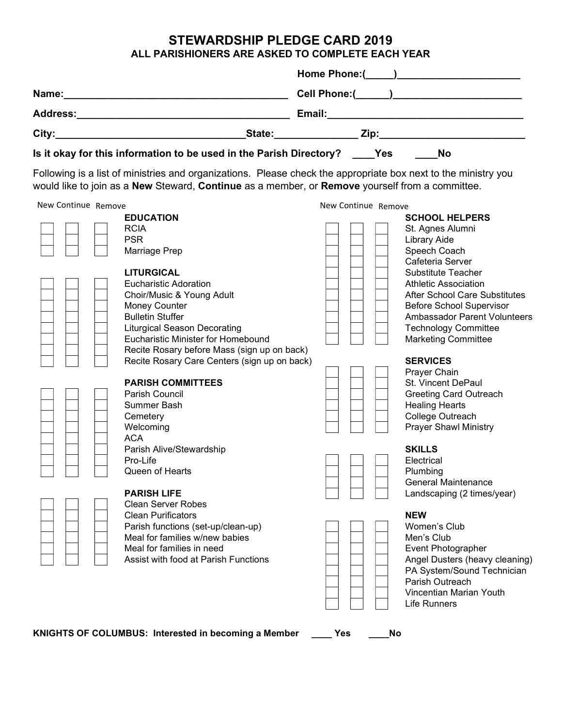# STEWARDSHIP PLEDGE CARD 2019

## ALL PARISHIONERS ARE ASKED TO COMPLETE EACH YEAR

**Home Phone:(_____)______________________**

**Name:________________________________________ Cell Phone:(______)_______________________**

**Address:______________________________________ Email:___________________________________**

**City:_________________________________State:_______________ Zip:__________________________**

**Is it okay for this information to be used in the Parish Directory? ____Yes ____No**

Following is a list of ministries and organizations. Please check the appropriate box next to the ministry you would like to join as a **New** Steward, **Continue** as a member, or **Remove** yourself from a committee.

| New | Continue | Remove | |
|---|---|---|---|
| | | | **EDUCATION** |
| ☐ | ☐ | ☐ | RCIA |
| ☐ | ☐ | ☐ | PSR |
| ☐ | ☐ | ☐ | Marriage Prep |
| | | | **LITURGICAL** |
| ☐ | ☐ | ☐ | Eucharistic Adoration |
| ☐ | ☐ | ☐ | Choir/Music & Young Adult |
| ☐ | ☐ | ☐ | Money Counter |
| ☐ | ☐ | ☐ | Bulletin Stuffer |
| ☐ | ☐ | ☐ | Liturgical Season Decorating |
| ☐ | ☐ | ☐ | Eucharistic Minister for Homebound |
| ☐ | ☐ | ☐ | Recite Rosary before Mass (sign up on back) |
| ☐ | ☐ | ☐ | Recite Rosary Care Centers (sign up on back) |
| | | | **PARISH COMMITTEES** |
| ☐ | ☐ | ☐ | Parish Council |
| ☐ | ☐ | ☐ | Summer Bash |
| ☐ | ☐ | ☐ | Cemetery |
| ☐ | ☐ | ☐ | Welcoming |
| ☐ | ☐ | ☐ | ACA |
| ☐ | ☐ | ☐ | Parish Alive/Stewardship |
| ☐ | ☐ | ☐ | Pro-Life |
| ☐ | ☐ | ☐ | Queen of Hearts |
| | | | **PARISH LIFE** |
| ☐ | ☐ | ☐ | Clean Server Robes |
| ☐ | ☐ | ☐ | Clean Purificators |
| ☐ | ☐ | ☐ | Parish functions (set-up/clean-up) |
| ☐ | ☐ | ☐ | Meal for families w/new babies |
| ☐ | ☐ | ☐ | Meal for families in need |
| ☐ | ☐ | ☐ | Assist with food at Parish Functions |

| New | Continue | Remove | |
|---|---|---|---|
| | | | **SCHOOL HELPERS** |
| ☐ | ☐ | ☐ | St. Agnes Alumni |
| ☐ | ☐ | ☐ | Library Aide |
| ☐ | ☐ | ☐ | Speech Coach |
| ☐ | ☐ | ☐ | Cafeteria Server |
| ☐ | ☐ | ☐ | Substitute Teacher |
| ☐ | ☐ | ☐ | Athletic Association |
| ☐ | ☐ | ☐ | After School Care Substitutes |
| ☐ | ☐ | ☐ | Before School Supervisor |
| ☐ | ☐ | ☐ | Ambassador Parent Volunteers |
| ☐ | ☐ | ☐ | Technology Committee |
| ☐ | ☐ | ☐ | Marketing Committee |
| | | | **SERVICES** |
| ☐ | ☐ | ☐ | Prayer Chain |
| ☐ | ☐ | ☐ | St. Vincent DePaul |
| ☐ | ☐ | ☐ | Greeting Card Outreach |
| ☐ | ☐ | ☐ | Healing Hearts |
| ☐ | ☐ | ☐ | College Outreach |
| ☐ | ☐ | ☐ | Prayer Shawl Ministry |
| | | | **SKILLS** |
| ☐ | ☐ | ☐ | Electrical |
| ☐ | ☐ | ☐ | Plumbing |
| ☐ | ☐ | ☐ | General Maintenance |
| ☐ | ☐ | ☐ | Landscaping (2 times/year) |
| | | | **NEW** |
| ☐ | ☐ | ☐ | Women's Club |
| ☐ | ☐ | ☐ | Men's Club |
| ☐ | ☐ | ☐ | Event Photographer |
| ☐ | ☐ | ☐ | Angel Dusters (heavy cleaning) |
| ☐ | ☐ | ☐ | PA System/Sound Technician |
| ☐ | ☐ | ☐ | Parish Outreach |
| ☐ | ☐ | ☐ | Vincentian Marian Youth |
| ☐ | ☐ | ☐ | Life Runners |

**KNIGHTS OF COLUMBUS: Interested in becoming a Member ____ Yes ____No**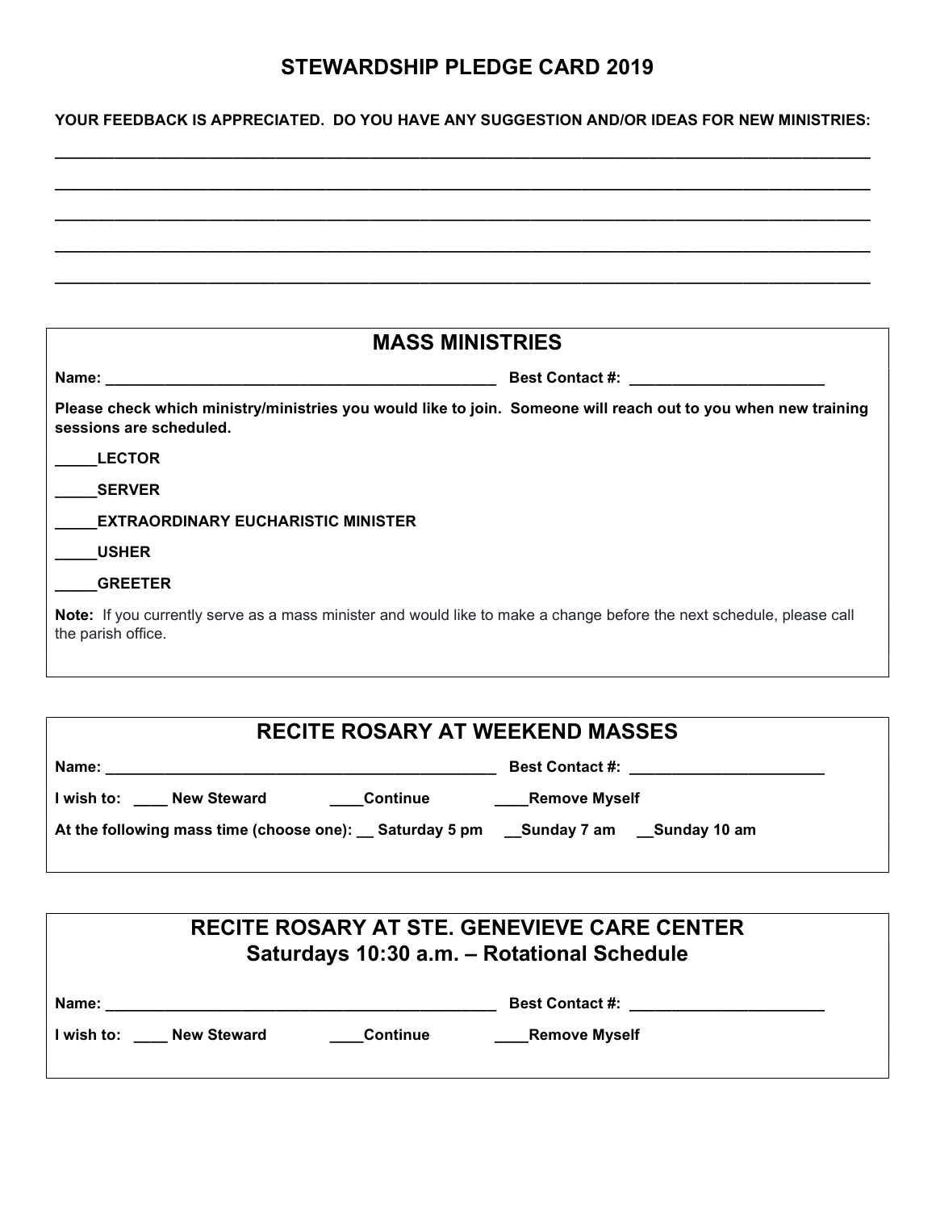# STEWARDSHIP PLEDGE CARD 2019

**YOUR FEEDBACK IS APPRECIATED. DO YOU HAVE ANY SUGGESTION AND/OR IDEAS FOR NEW MINISTRIES:**

______________________________________________________________________________________

______________________________________________________________________________________

______________________________________________________________________________________

______________________________________________________________________________________

______________________________________________________________________________________

## MASS MINISTRIES

**Name:** ______________________________________________ **Best Contact #:** ______________________

**Please check which ministry/ministries you would like to join. Someone will reach out to you when new training sessions are scheduled.**

**_____LECTOR**

**_____SERVER**

**_____EXTRAORDINARY EUCHARISTIC MINISTER**

**_____USHER**

**_____GREETER**

**Note:** If you currently serve as a mass minister and would like to make a change before the next schedule, please call the parish office.

## RECITE ROSARY AT WEEKEND MASSES

**Name:** ______________________________________________ **Best Contact #:** ______________________

**I wish to: ____ New Steward ____Continue ____Remove Myself**

**At the following mass time (choose one): __ Saturday 5 pm __Sunday 7 am __Sunday 10 am**

## RECITE ROSARY AT STE. GENEVIEVE CARE CENTER
## Saturdays 10:30 a.m. – Rotational Schedule

**Name:** ______________________________________________ **Best Contact #:** ______________________

**I wish to: ____ New Steward ____Continue ____Remove Myself**